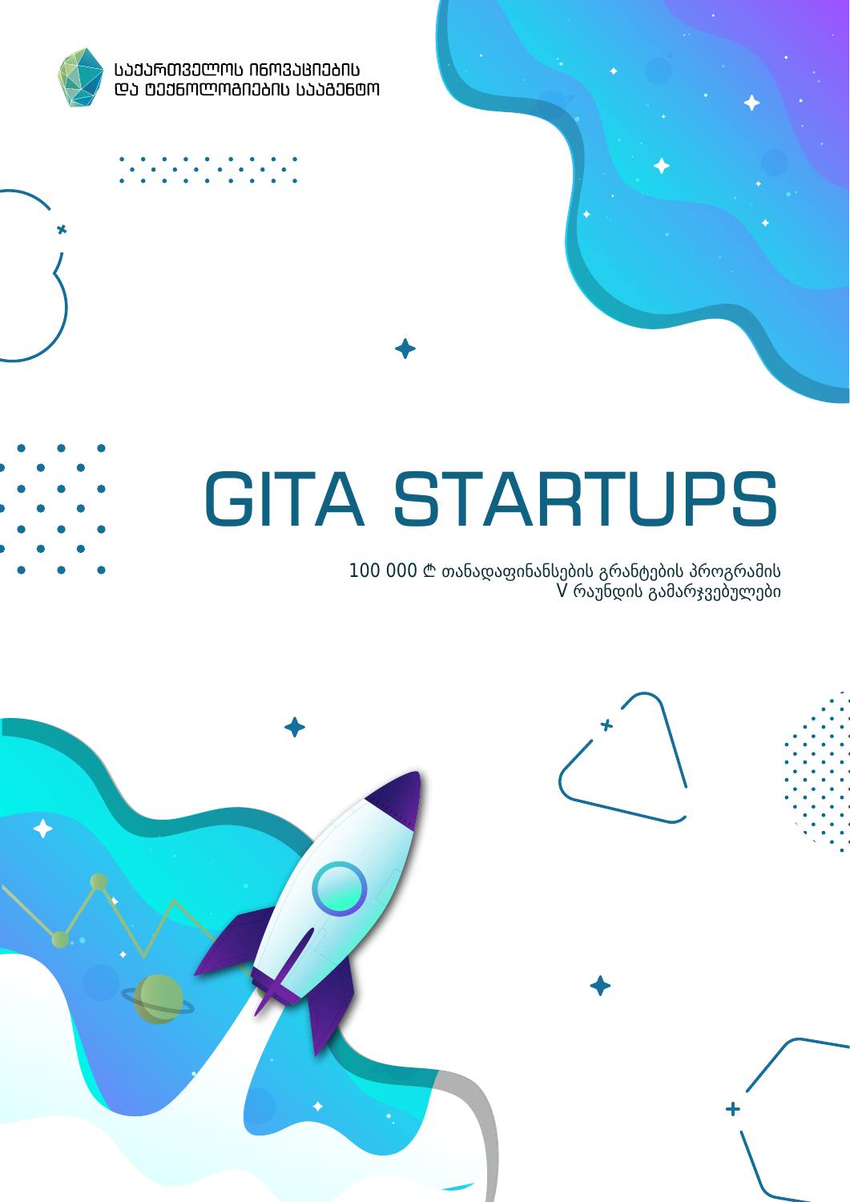საქართველოს ინოვაციების და ტექნოლოგიების სააგენტო

# GITA STARTUPS

100 000 ₾ თანადაფინანსების გრანტების პროგრამის V რაუნდის გამარჯვებულები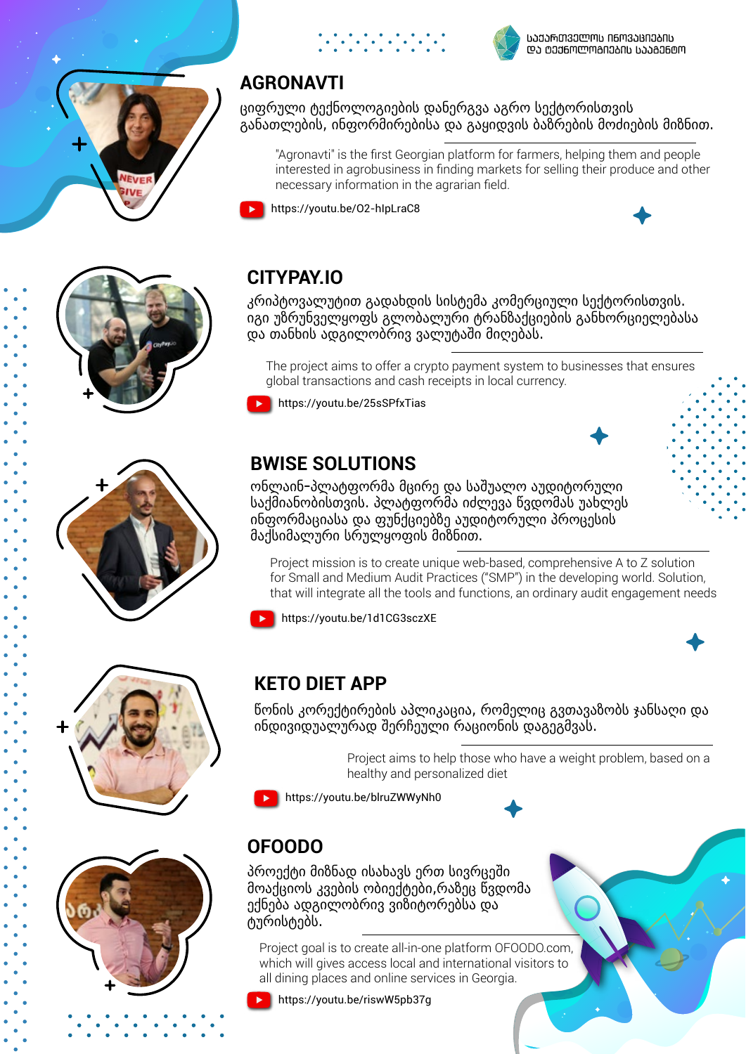საქართველოს ინოვაციების და ტექნოლოგიების სააგენტო

## AGRONAVTI

ციფრული ტექნოლოგიების დანერგვა აგრო სექტორისთვის განათლების, ინფორმირებისა და გაყიდვის ბაზრების მოძიების მიზნით.

"Agronavti" is the first Georgian platform for farmers, helping them and people interested in agrobusiness in finding markets for selling their produce and other necessary information in the agrarian field.

https://youtu.be/O2-hIpLraC8

## CITYPAY.IO

კრიპტოვალუტით გადახდის სისტემა კომერციული სექტორისთვის. იგი უზრუნველყოფს გლობალური ტრანზაქციების განხორციელებასა და თანხის ადგილობრივ ვალუტაში მიღებას.

The project aims to offer a crypto payment system to businesses that ensures global transactions and cash receipts in local currency.

https://youtu.be/25sSPfxTias

## BWISE SOLUTIONS

ონლაინ-პლატფორმა მცირე და საშუალო აუდიტორული საქმიანობისთვის. პლატფორმა იძლევა წვდომას უახლეს ინფორმაციასა და ფუნქციებზე აუდიტორული პროცესის მაქსიმალური სრულყოფის მიზნით.

Project mission is to create unique web-based, comprehensive A to Z solution for Small and Medium Audit Practices ("SMP") in the developing world. Solution, that will integrate all the tools and functions, an ordinary audit engagement needs

https://youtu.be/1d1CG3sczXE

## KETO DIET APP

წონის კორექტირების აპლიკაცია, რომელიც გვთავაზობს ჯანსაღი და ინდივიდუალურად შერჩეული რაციონის დაგეგმვას.

Project aims to help those who have a weight problem, based on a healthy and personalized diet

https://youtu.be/bIruZWWyNh0

## OFOODO

პროექტი მიზნად ისახავს ერთ სივრცეში მოაქციოს კვების ობიექტები,რაზეც წვდომა ექნება ადგილობრივ ვიზიტორებსა და ტურისტებს.

Project goal is to create all-in-one platform OFOODO.com, which will gives access local and international visitors to all dining places and online services in Georgia.

https://youtu.be/riswW5pb37g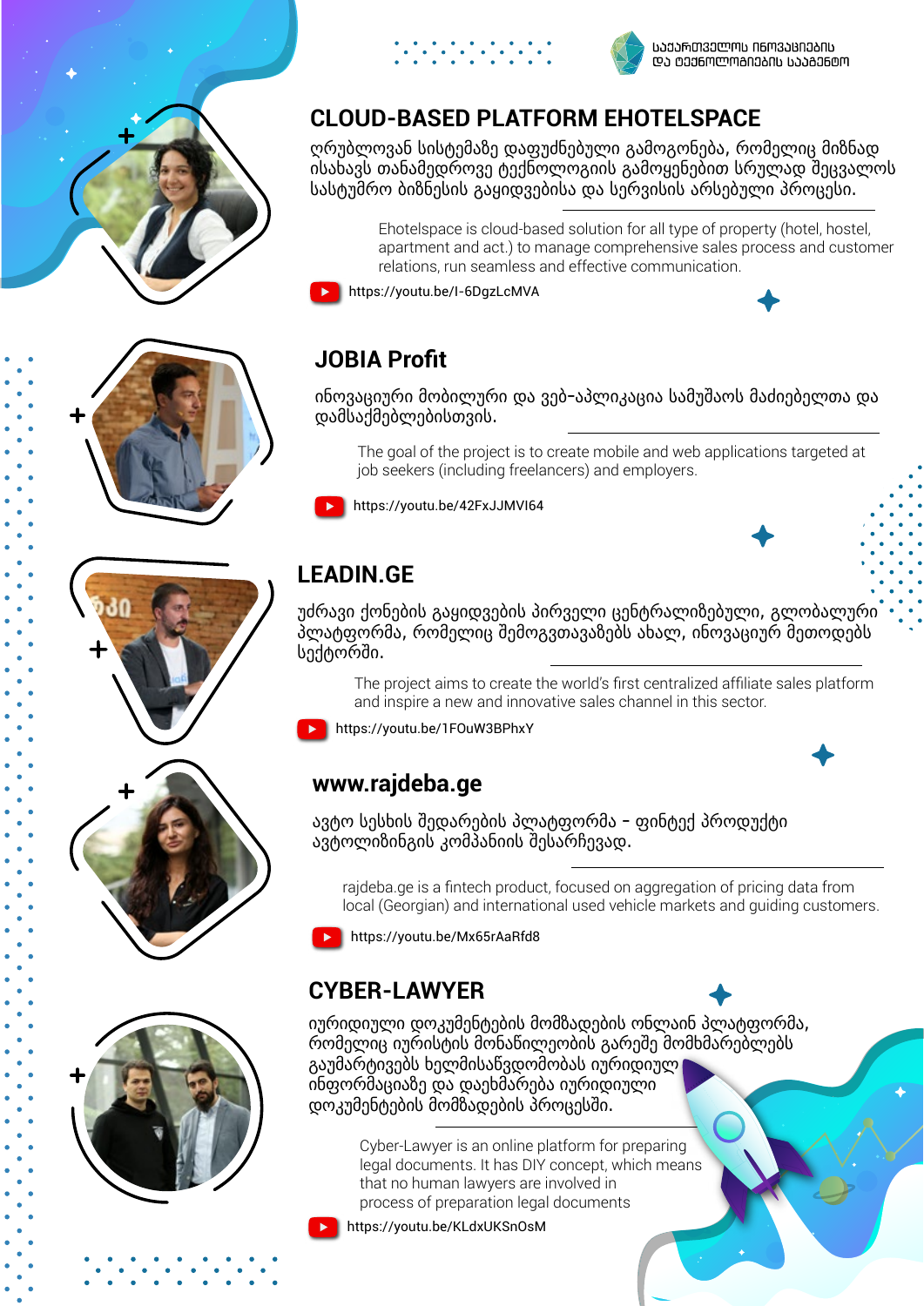საქართველოს ინოვაციების და ტექნოლოგიების სააგენტო

## CLOUD-BASED PLATFORM EHOTELSPACE

ღრუბლოვან სისტემაზე დაფუძნებული გამოგონება, რომელიც მიზნად ისახავს თანამედროვე ტექნოლოგიის გამოყენებით სრულად შეცვალოს სასტუმრო ბიზნესის გაყიდვებისა და სერვისის არსებული პროცესი.

Ehotelspace is cloud-based solution for all type of property (hotel, hostel, apartment and act.) to manage comprehensive sales process and customer relations, run seamless and effective communication.

https://youtu.be/I-6DgzLcMVA

## JOBIA Profit

ინოვაციური მობილური და ვებ-აპლიკაცია სამუშაოს მაძიებელთა და დამსაქმებლებისთვის.

The goal of the project is to create mobile and web applications targeted at job seekers (including freelancers) and employers.

https://youtu.be/42FxJJMVI64

## LEADIN.GE

უძრავი ქონების გაყიდვების პირველი ცენტრალიზებული, გლობალური პლატფორმა, რომელიც შემოგვთავაზებს ახალ, ინოვაციურ მეთოდებს სექტორში.

The project aims to create the world's first centralized affiliate sales platform and inspire a new and innovative sales channel in this sector.

https://youtu.be/1FOuW3BPhxY

## www.rajdeba.ge

ავტო სესხის შედარების პლატფორმა – ფინტექ პროდუქტი ავტოლიზინგის კომპანიის შესარჩევად.

rajdeba.ge is a fintech product, focused on aggregation of pricing data from local (Georgian) and international used vehicle markets and guiding customers.

https://youtu.be/Mx65rAaRfd8

## CYBER-LAWYER

იურიდიული დოკუმენტების მომზადების ონლაინ პლატფორმა, რომელიც იურისტის მონაწილეობის გარეშე მომხმარებლებს გაუმარტივებს ხელმისაწვდომობას იურიდიულ ინფორმაციაზე და დაეხმარება იურიდიული დოკუმენტების მომზადების პროცესში.

Cyber-Lawyer is an online platform for preparing legal documents. It has DIY concept, which means that no human lawyers are involved in process of preparation legal documents

https://youtu.be/KLdxUKSnOsM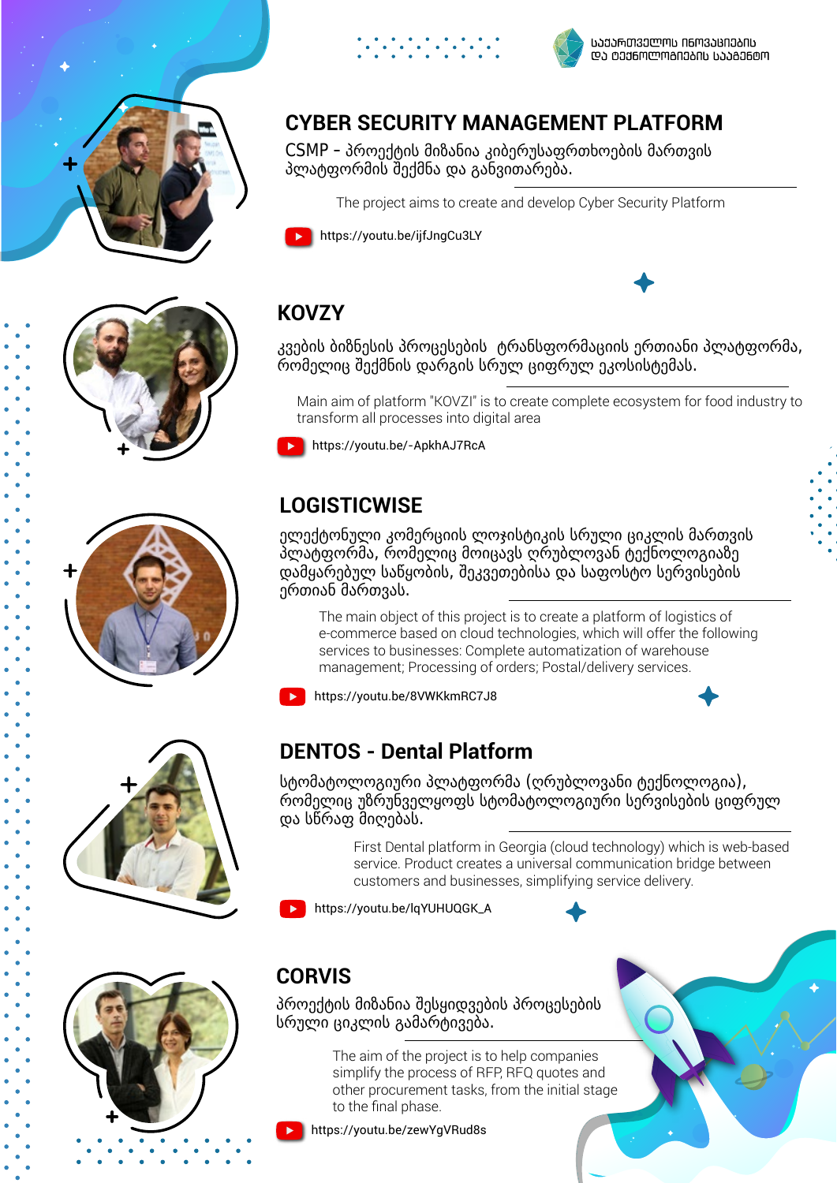## CYBER SECURITY MANAGEMENT PLATFORM

CSMP - პროექტის მიზანია კიბერუსაფრთხოების მართვის პლატფორმის შექმნა და განვითარება.

The project aims to create and develop Cyber Security Platform

https://youtu.be/ijfJngCu3LY

## KOVZY

კვების ბიზნესის პროცესების ტრანსფორმაციის ერთიანი პლატფორმა, რომელიც შექმნის დარგის სრულ ციფრულ ეკოსისტემას.

Main aim of platform "KOVZI" is to create complete ecosystem for food industry to transform all processes into digital area

https://youtu.be/-ApkhAJ7RcA

## LOGISTICWISE

ელექტრონული კომერციის ლოჯისტიკის სრული ციკლის მართვის პლატფორმა, რომელიც მოიცავს ღრუბლოვან ტექნოლოგიაზე დამყარებულ საწყობის, შეკვეთებისა და საფოსტო სერვისების ერთიან მართვას.

The main object of this project is to create a platform of logistics of e-commerce based on cloud technologies, which will offer the following services to businesses: Complete automatization of warehouse management; Processing of orders; Postal/delivery services.

https://youtu.be/8VWKkmRC7J8

## DENTOS - Dental Platform

სტომატოლოგიური პლატფორმა (ღრუბლოვანი ტექნოლოგია), რომელიც უზრუნველყოფს სტომატოლოგიური სერვისების ციფრულ და სწრაფ მიღებას.

First Dental platform in Georgia (cloud technology) which is web-based service. Product creates a universal communication bridge between customers and businesses, simplifying service delivery.

https://youtu.be/lqYUHUQGK_A

## CORVIS

პროექტის მიზანია შესყიდვების პროცესების სრული ციკლის გამარტივება.

The aim of the project is to help companies simplify the process of RFP, RFQ quotes and other procurement tasks, from the initial stage to the final phase.

https://youtu.be/zewYgVRud8s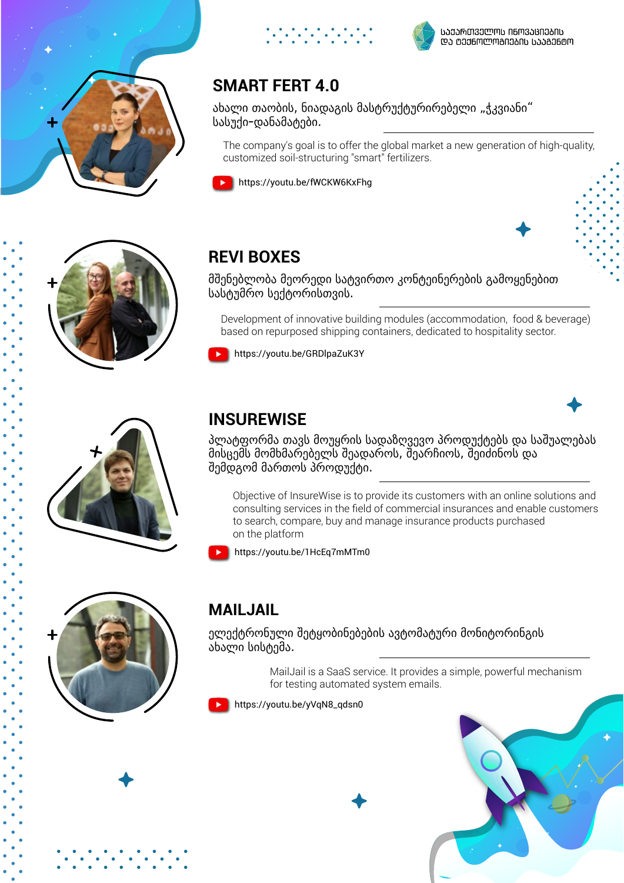საქართველოს ინოვაციების და ტექნოლოგიების სააგენტო

## SMART FERT 4.0

ახალი თაობის, ნიადაგის მასტრუქტურირებელი „ჭკვიანი“ სასუქი-დანამატები.

The company's goal is to offer the global market a new generation of high-quality, customized soil-structuring "smart" fertilizers.

https://youtu.be/fWCKW6KxFhg

## REVI BOXES

მშენებლობა მეორედი საკვირთო კონტეინერების გამოყენებით სასტუმრო სექტორისთვის.

Development of innovative building modules (accommodation, food & beverage) based on repurposed shipping containers, dedicated to hospitality sector.

https://youtu.be/GRDlpaZuK3Y

## INSUREWISE

პლატფორმა თავს მოუყრის სადაზღვევო პროდუქტებს და საშუალებას მისცემს მომხმარებელს შეადაროს, შეარჩიოს, შეიძინოს და შემდგომ მართოს პროდუქტი.

Objective of InsureWise is to provide its customers with an online solutions and consulting services in the field of commercial insurances and enable customers to search, compare, buy and manage insurance products purchased on the platform

https://youtu.be/1HcEq7mMTm0

## MAILJAIL

ელექტრონული შეტყობინებების ავტომატური მონიტორინგის ახალი სისტემა.

MailJail is a SaaS service. It provides a simple, powerful mechanism for testing automated system emails.

https://youtu.be/yVqN8_qdsn0